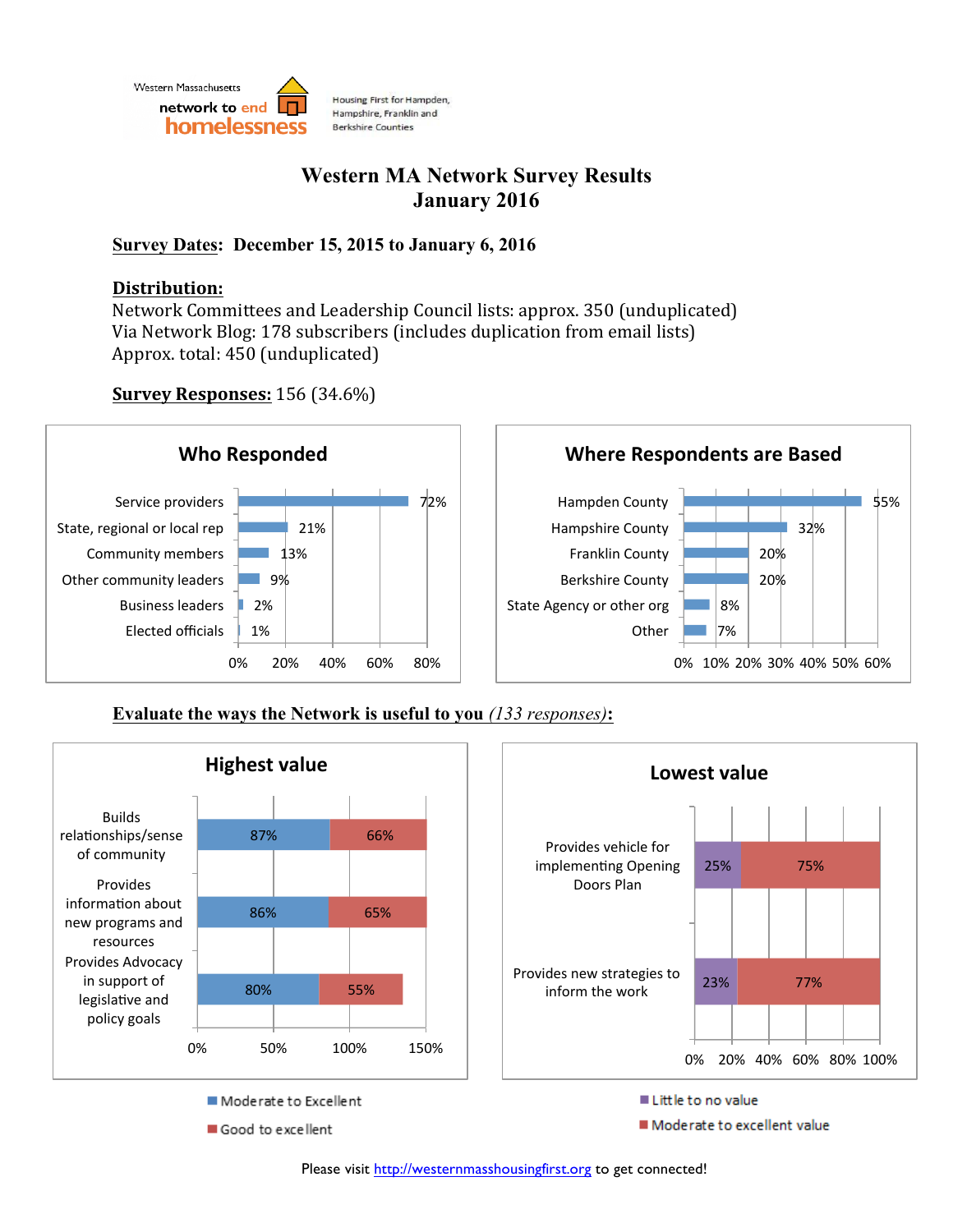Western Massachusetts network to end homelessness

Housing First for Hampden, Hampshire, Franklin and Berkshire Counties

# Western MA Network Survey Results
## January 2016

**Survey Dates: December 15, 2015 to January 6, 2016**

**Distribution:**
Network Committees and Leadership Council lists: approx. 350 (unduplicated)
Via Network Blog: 178 subscribers (includes duplication from email lists)
Approx. total: 450 (unduplicated)

**Survey Responses:** 156 (34.6%)

### Who Responded

| Category | Percent |
|---|---|
| Service providers | 72% |
| State, regional or local rep | 21% |
| Community members | 13% |
| Other community leaders | 9% |
| Business leaders | 2% |
| Elected officials | 1% |

### Where Respondents are Based

| Location | Percent |
|---|---|
| Hampden County | 55% |
| Hampshire County | 32% |
| Franklin County | 20% |
| Berkshire County | 20% |
| State Agency or other org | 8% |
| Other | 7% |

**Evaluate the ways the Network is useful to you** *(133 responses)***:**

### Highest value

| Item | Moderate to Excellent | Good to excellent |
|---|---|---|
| Builds relationships/sense of community | 87% | 66% |
| Provides information about new programs and resources | 86% | 65% |
| Provides Advocacy in support of legislative and policy goals | 80% | 55% |

### Lowest value

| Item | Little to no value | Moderate to excellent value |
|---|---|---|
| Provides vehicle for implementing Opening Doors Plan | 25% | 75% |
| Provides new strategies to inform the work | 23% | 77% |

Please visit http://westernmasshousingfirst.org to get connected!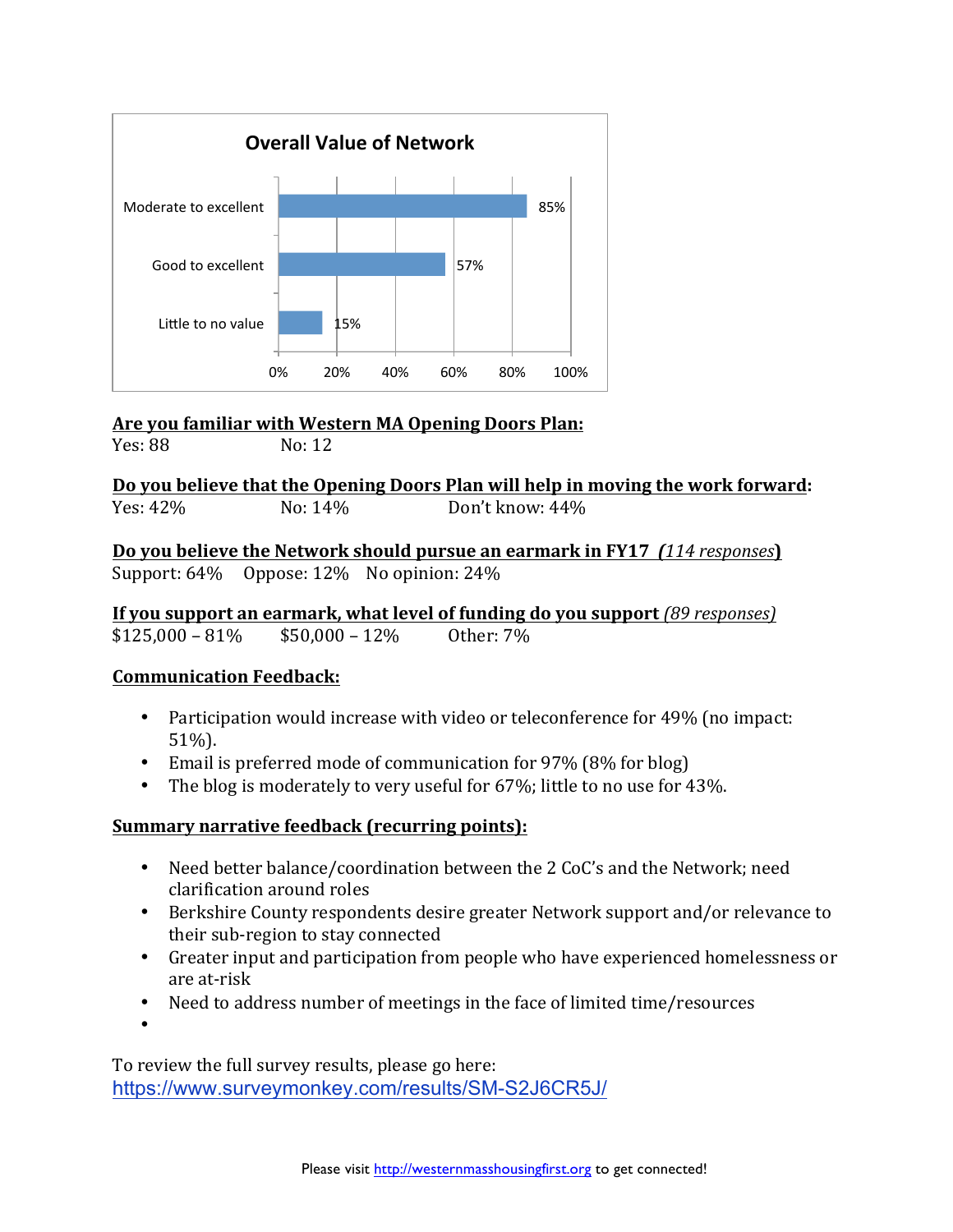Overall Value of Network

Moderate to excellent 85%

Good to excellent 57%

Little to no value 15%

0% 20% 40% 60% 80% 100%

**Are you familiar with Western MA Opening Doors Plan:**
Yes: 88 No: 12

**Do you believe that the Opening Doors Plan will help in moving the work forward:**
Yes: 42% No: 14% Don't know: 44%

**Do you believe the Network should pursue an earmark in FY17** ***(114 responses)***
Support: 64% Oppose: 12% No opinion: 24%

**If you support an earmark, what level of funding do you support** *(89 responses)*
$125,000 – 81% $50,000 – 12% Other: 7%

**Communication Feedback:**

- Participation would increase with video or teleconference for 49% (no impact: 51%).
- Email is preferred mode of communication for 97% (8% for blog)
- The blog is moderately to very useful for 67%; little to no use for 43%.

**Summary narrative feedback (recurring points):**

- Need better balance/coordination between the 2 CoC's and the Network; need clarification around roles
- Berkshire County respondents desire greater Network support and/or relevance to their sub-region to stay connected
- Greater input and participation from people who have experienced homelessness or are at-risk
- Need to address number of meetings in the face of limited time/resources
- 

To review the full survey results, please go here:
https://www.surveymonkey.com/results/SM-S2J6CR5J/

Please visit http://westernmasshousingfirst.org to get connected!